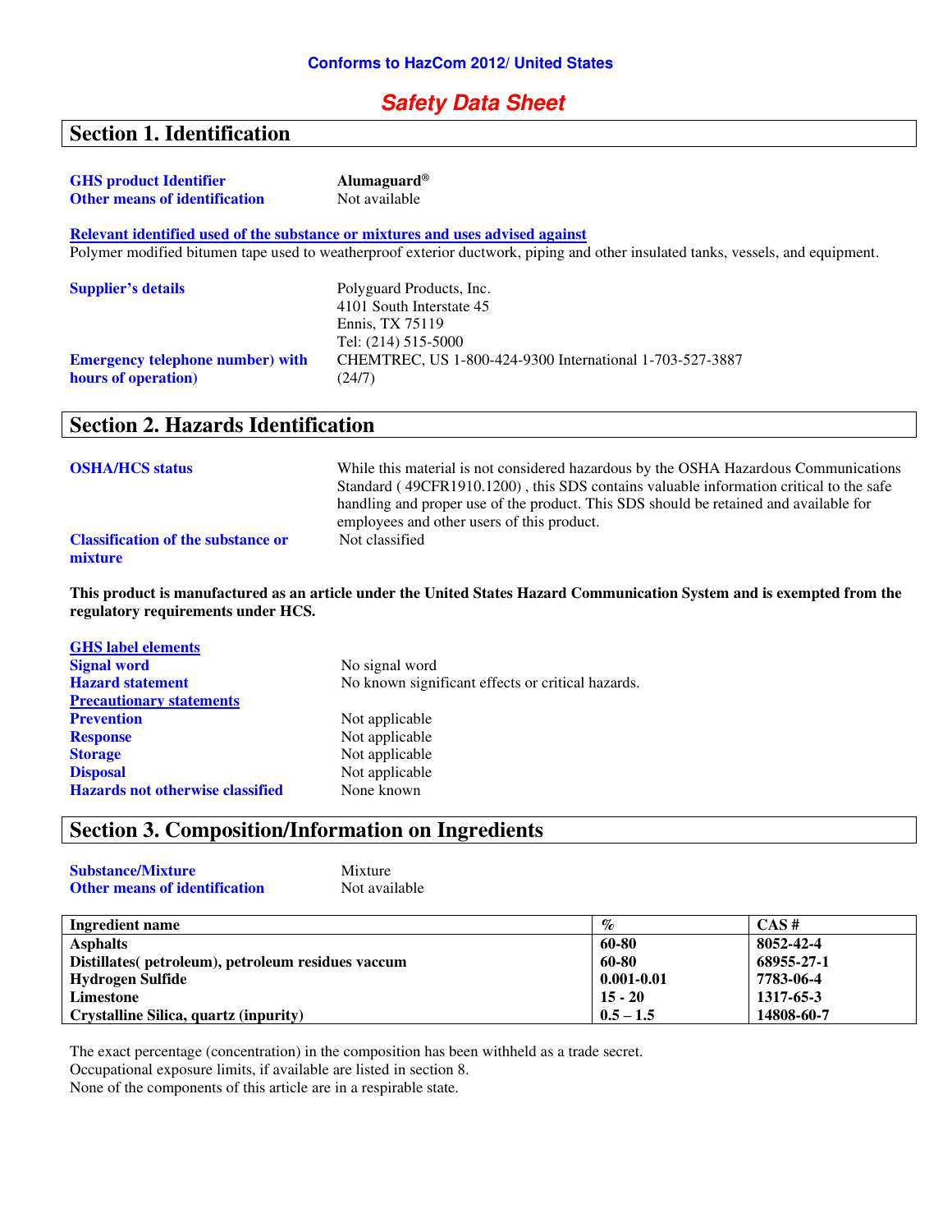**Conforms to HazCom 2012/ United States**

# *Safety Data Sheet*

## Section 1. Identification

**GHS product Identifier** **Alumaguard®**
**Other means of identification** Not available

**Relevant identified used of the substance or mixtures and uses advised against**
Polymer modified bitumen tape used to weatherproof exterior ductwork, piping and other insulated tanks, vessels, and equipment.

**Supplier's details**
Polyguard Products, Inc.
4101 South Interstate 45
Ennis, TX 75119
Tel: (214) 515-5000

**Emergency telephone number) with hours of operation)** CHEMTREC, US 1-800-424-9300 International 1-703-527-3887 (24/7)

## Section 2. Hazards Identification

**OSHA/HCS status** While this material is not considered hazardous by the OSHA Hazardous Communications Standard ( 49CFR1910.1200) , this SDS contains valuable information critical to the safe handling and proper use of the product. This SDS should be retained and available for employees and other users of this product.

**Classification of the substance or mixture** Not classified

**This product is manufactured as an article under the United States Hazard Communication System and is exempted from the regulatory requirements under HCS.**

**GHS label elements**
**Signal word** No signal word
**Hazard statement** No known significant effects or critical hazards.
**Precautionary statements**
**Prevention** Not applicable
**Response** Not applicable
**Storage** Not applicable
**Disposal** Not applicable
**Hazards not otherwise classified** None known

## Section 3. Composition/Information on Ingredients

**Substance/Mixture** Mixture
**Other means of identification** Not available

| Ingredient name | % | CAS # |
|---|---|---|
| **Asphalts** | **60-80** | **8052-42-4** |
| **Distillates( petroleum), petroleum residues vaccum** | **60-80** | **68955-27-1** |
| **Hydrogen Sulfide** | **0.001-0.01** | **7783-06-4** |
| **Limestone** | **15 - 20** | **1317-65-3** |
| **Crystalline Silica, quartz (inpurity)** | **0.5 – 1.5** | **14808-60-7** |

The exact percentage (concentration) in the composition has been withheld as a trade secret.
Occupational exposure limits, if available are listed in section 8.
None of the components of this article are in a respirable state.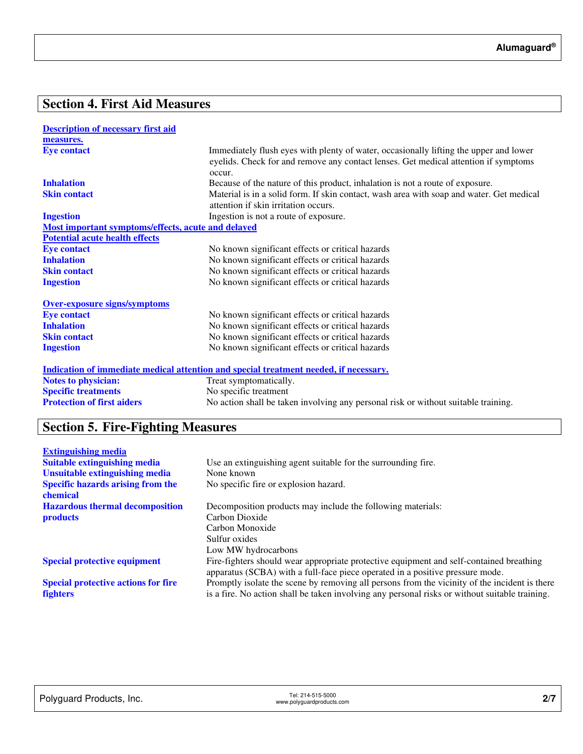## Section 4. First Aid Measures

**Description of necessary first aid measures.**

| | |
|---|---|
| **Eye contact** | Immediately flush eyes with plenty of water, occasionally lifting the upper and lower eyelids. Check for and remove any contact lenses. Get medical attention if symptoms occur. |
| **Inhalation** | Because of the nature of this product, inhalation is not a route of exposure. |
| **Skin contact** | Material is in a solid form. If skin contact, wash area with soap and water. Get medical attention if skin irritation occurs. |
| **Ingestion** | Ingestion is not a route of exposure. |

**Most important symptoms/effects, acute and delayed**

**Potential acute health effects**

| | |
|---|---|
| **Eye contact** | No known significant effects or critical hazards |
| **Inhalation** | No known significant effects or critical hazards |
| **Skin contact** | No known significant effects or critical hazards |
| **Ingestion** | No known significant effects or critical hazards |

**Over-exposure signs/symptoms**

| | |
|---|---|
| **Eye contact** | No known significant effects or critical hazards |
| **Inhalation** | No known significant effects or critical hazards |
| **Skin contact** | No known significant effects or critical hazards |
| **Ingestion** | No known significant effects or critical hazards |

**Indication of immediate medical attention and special treatment needed, if necessary.**

| | |
|---|---|
| **Notes to physician:** | Treat symptomatically. |
| **Specific treatments** | No specific treatment |
| **Protection of first aiders** | No action shall be taken involving any personal risk or without suitable training. |

## Section 5. Fire-Fighting Measures

**Extinguishing media**

| | |
|---|---|
| **Suitable extinguishing media** | Use an extinguishing agent suitable for the surrounding fire. |
| **Unsuitable extinguishing media** | None known |
| **Specific hazards arising from the chemical** | No specific fire or explosion hazard. |
| **Hazardous thermal decomposition products** | Decomposition products may include the following materials:<br>Carbon Dioxide<br>Carbon Monoxide<br>Sulfur oxides<br>Low MW hydrocarbons |
| **Special protective equipment** | Fire-fighters should wear appropriate protective equipment and self-contained breathing apparatus (SCBA) with a full-face piece operated in a positive pressure mode. |
| **Special protective actions for fire fighters** | Promptly isolate the scene by removing all persons from the vicinity of the incident is there is a fire. No action shall be taken involving any personal risks or without suitable training. |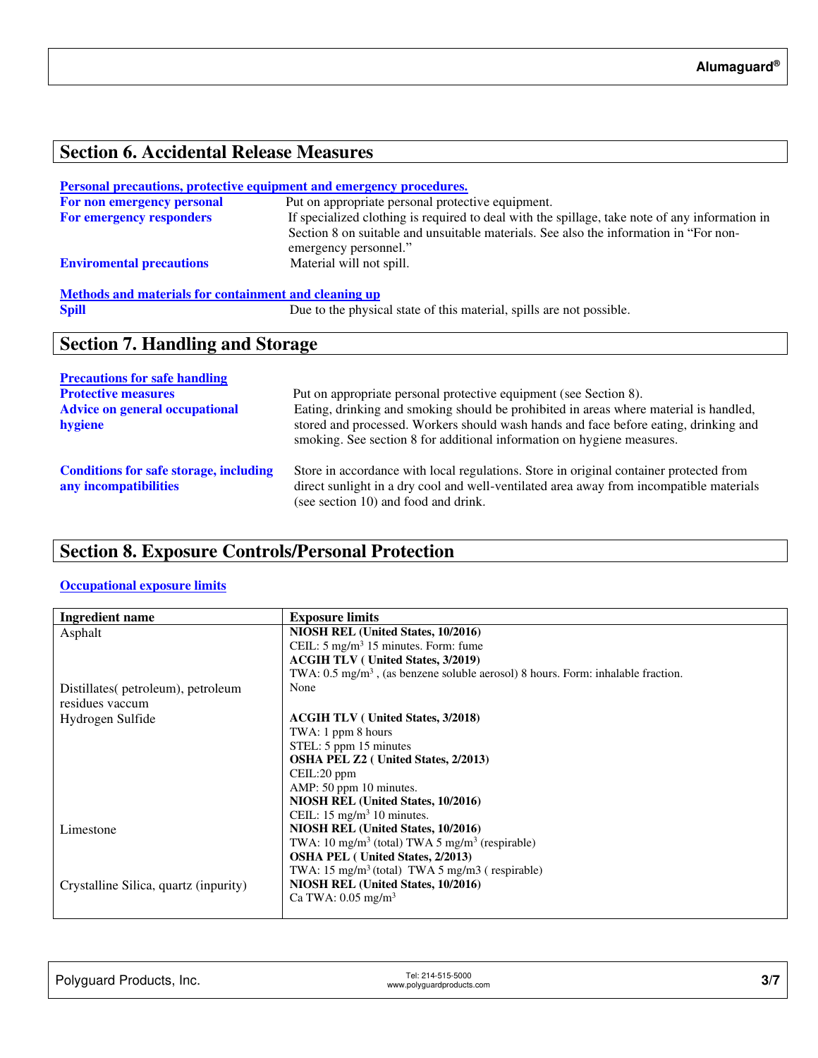## Section 6. Accidental Release Measures

**Personal precautions, protective equipment and emergency procedures.**

**For non emergency personal** Put on appropriate personal protective equipment.

**For emergency responders** If specialized clothing is required to deal with the spillage, take note of any information in Section 8 on suitable and unsuitable materials. See also the information in "For non-emergency personnel."

**Enviromental precautions** Material will not spill.

**Methods and materials for containment and cleaning up**

**Spill** Due to the physical state of this material, spills are not possible.

## Section 7. Handling and Storage

**Precautions for safe handling**

**Protective measures** Put on appropriate personal protective equipment (see Section 8).

**Advice on general occupational hygiene** Eating, drinking and smoking should be prohibited in areas where material is handled, stored and processed. Workers should wash hands and face before eating, drinking and smoking. See section 8 for additional information on hygiene measures.

**Conditions for safe storage, including any incompatibilities** Store in accordance with local regulations. Store in original container protected from direct sunlight in a dry cool and well-ventilated area away from incompatible materials (see section 10) and food and drink.

## Section 8. Exposure Controls/Personal Protection

**Occupational exposure limits**

| Ingredient name | Exposure limits |
|---|---|
| Asphalt | **NIOSH REL (United States, 10/2016)**<br>CEIL: 5 mg/m$^3$ 15 minutes. Form: fume<br>**ACGIH TLV ( United States, 3/2019)**<br>TWA: 0.5 mg/m$^3$ , (as benzene soluble aerosol) 8 hours. Form: inhalable fraction. |
| Distillates( petroleum), petroleum residues vaccum | None |
| Hydrogen Sulfide | **ACGIH TLV ( United States, 3/2018)**<br>TWA: 1 ppm 8 hours<br>STEL: 5 ppm 15 minutes<br>**OSHA PEL Z2 ( United States, 2/2013)**<br>CEIL:20 ppm<br>AMP: 50 ppm 10 minutes.<br>**NIOSH REL (United States, 10/2016)**<br>CEIL: 15 mg/m$^3$ 10 minutes. |
| Limestone | **NIOSH REL (United States, 10/2016)**<br>TWA: 10 mg/m$^3$ (total) TWA 5 mg/m$^3$ (respirable)<br>**OSHA PEL ( United States, 2/2013)**<br>TWA: 15 mg/m$^3$ (total) TWA 5 mg/m3 ( respirable) |
| Crystalline Silica, quartz (inpurity) | **NIOSH REL (United States, 10/2016)**<br>Ca TWA: 0.05 mg/m$^3$ |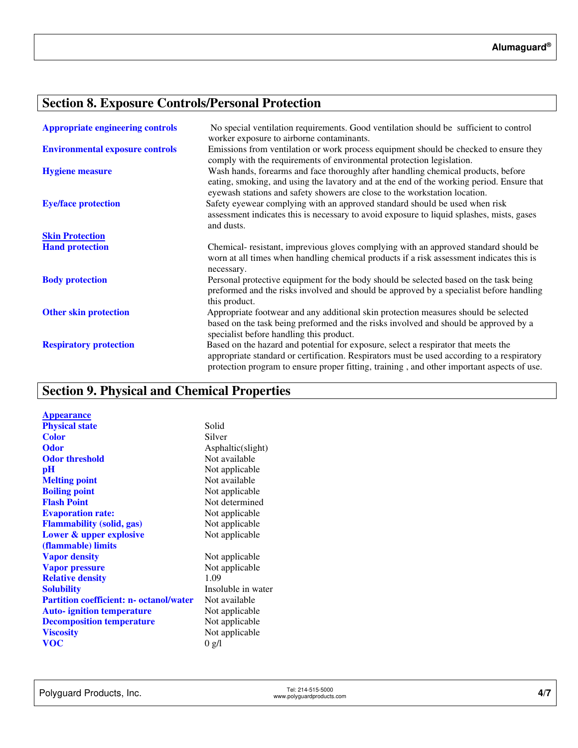## Section 8. Exposure Controls/Personal Protection

**Appropriate engineering controls** No special ventilation requirements. Good ventilation should be sufficient to control worker exposure to airborne contaminants.

**Environmental exposure controls** Emissions from ventilation or work process equipment should be checked to ensure they comply with the requirements of environmental protection legislation.

**Hygiene measure** Wash hands, forearms and face thoroughly after handling chemical products, before eating, smoking, and using the lavatory and at the end of the working period. Ensure that eyewash stations and safety showers are close to the workstation location.

**Eye/face protection** Safety eyewear complying with an approved standard should be used when risk assessment indicates this is necessary to avoid exposure to liquid splashes, mists, gases and dusts.

**Skin Protection**

**Hand protection** Chemical- resistant, impervious gloves complying with an approved standard should be worn at all times when handling chemical products if a risk assessment indicates this is necessary.

**Body protection** Personal protective equipment for the body should be selected based on the task being preformed and the risks involved and should be approved by a specialist before handling this product.

**Other skin protection** Appropriate footwear and any additional skin protection measures should be selected based on the task being preformed and the risks involved and should be approved by a specialist before handling this product.

**Respiratory protection** Based on the hazard and potential for exposure, select a respirator that meets the appropriate standard or certification. Respirators must be used according to a respiratory protection program to ensure proper fitting, training , and other important aspects of use.

## Section 9. Physical and Chemical Properties

**Appearance**

| Property | Value |
|---|---|
| **Physical state** | Solid |
| **Color** | Silver |
| **Odor** | Asphaltic(slight) |
| **Odor threshold** | Not available |
| **pH** | Not applicable |
| **Melting point** | Not available |
| **Boiling point** | Not applicable |
| **Flash Point** | Not determined |
| **Evaporation rate:** | Not applicable |
| **Flammability (solid, gas)** | Not applicable |
| **Lower & upper explosive (flammable) limits** | Not applicable |
| **Vapor density** | Not applicable |
| **Vapor pressure** | Not applicable |
| **Relative density** | 1.09 |
| **Solubility** | Insoluble in water |
| **Partition coefficient: n- octanol/water** | Not available |
| **Auto- ignition temperature** | Not applicable |
| **Decomposition temperature** | Not applicable |
| **Viscosity** | Not applicable |
| **VOC** | 0 g/l |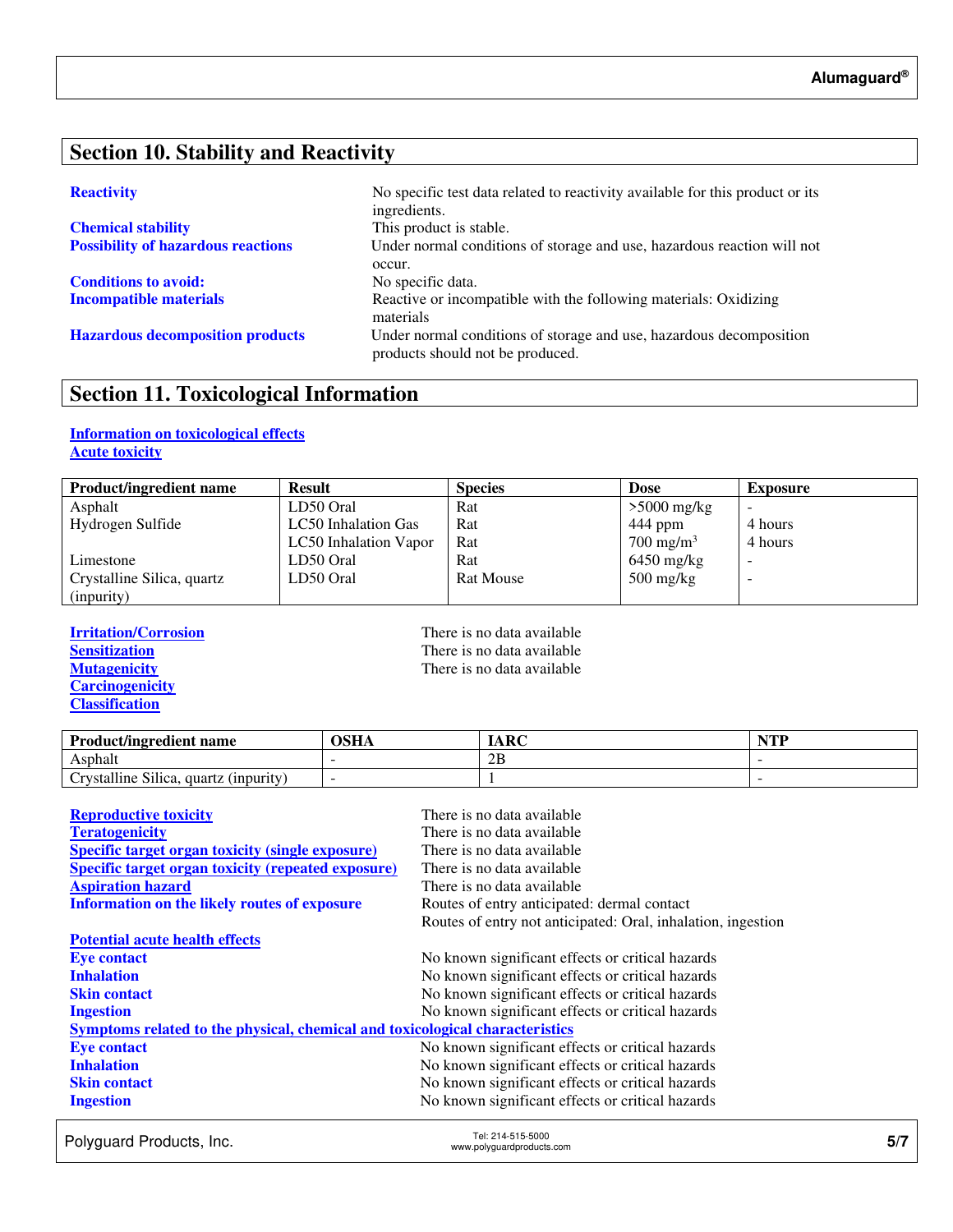## Section 10. Stability and Reactivity

**Reactivity** No specific test data related to reactivity available for this product or its ingredients.

**Chemical stability** This product is stable.

**Possibility of hazardous reactions** Under normal conditions of storage and use, hazardous reaction will not occur.

**Conditions to avoid:** No specific data.

**Incompatible materials** Reactive or incompatible with the following materials: Oxidizing materials

**Hazardous decomposition products** Under normal conditions of storage and use, hazardous decomposition products should not be produced.

## Section 11. Toxicological Information

**Information on toxicological effects**

**Acute toxicity**

| Product/ingredient name | Result | Species | Dose | Exposure |
|---|---|---|---|---|
| Asphalt | LD50 Oral | Rat | >5000 mg/kg | - |
| Hydrogen Sulfide | LC50 Inhalation Gas | Rat | 444 ppm | 4 hours |
| | LC50 Inhalation Vapor | Rat | 700 mg/m$^3$ | 4 hours |
| Limestone | LD50 Oral | Rat | 6450 mg/kg | - |
| Crystalline Silica, quartz (inpurity) | LD50 Oral | Rat Mouse | 500 mg/kg | - |

**Irritation/Corrosion** There is no data available

**Sensitization** There is no data available

**Mutagenicity** There is no data available

**Carcinogenicity**

**Classification**

| Product/ingredient name | OSHA | IARC | NTP |
|---|---|---|---|
| Asphalt | - | 2B | - |
| Crystalline Silica, quartz (inpurity) | - | 1 | - |

**Reproductive toxicity** There is no data available

**Teratogenicity** There is no data available

**Specific target organ toxicity (single exposure)** There is no data available

**Specific target organ toxicity (repeated exposure)** There is no data available

**Aspiration hazard** There is no data available

**Information on the likely routes of exposure** Routes of entry anticipated: dermal contact
Routes of entry not anticipated: Oral, inhalation, ingestion

**Potential acute health effects**

**Eye contact** No known significant effects or critical hazards

**Inhalation** No known significant effects or critical hazards

**Skin contact** No known significant effects or critical hazards

**Ingestion** No known significant effects or critical hazards

**Symptoms related to the physical, chemical and toxicological characteristics**

**Eye contact** No known significant effects or critical hazards

**Inhalation** No known significant effects or critical hazards

**Skin contact** No known significant effects or critical hazards

**Ingestion** No known significant effects or critical hazards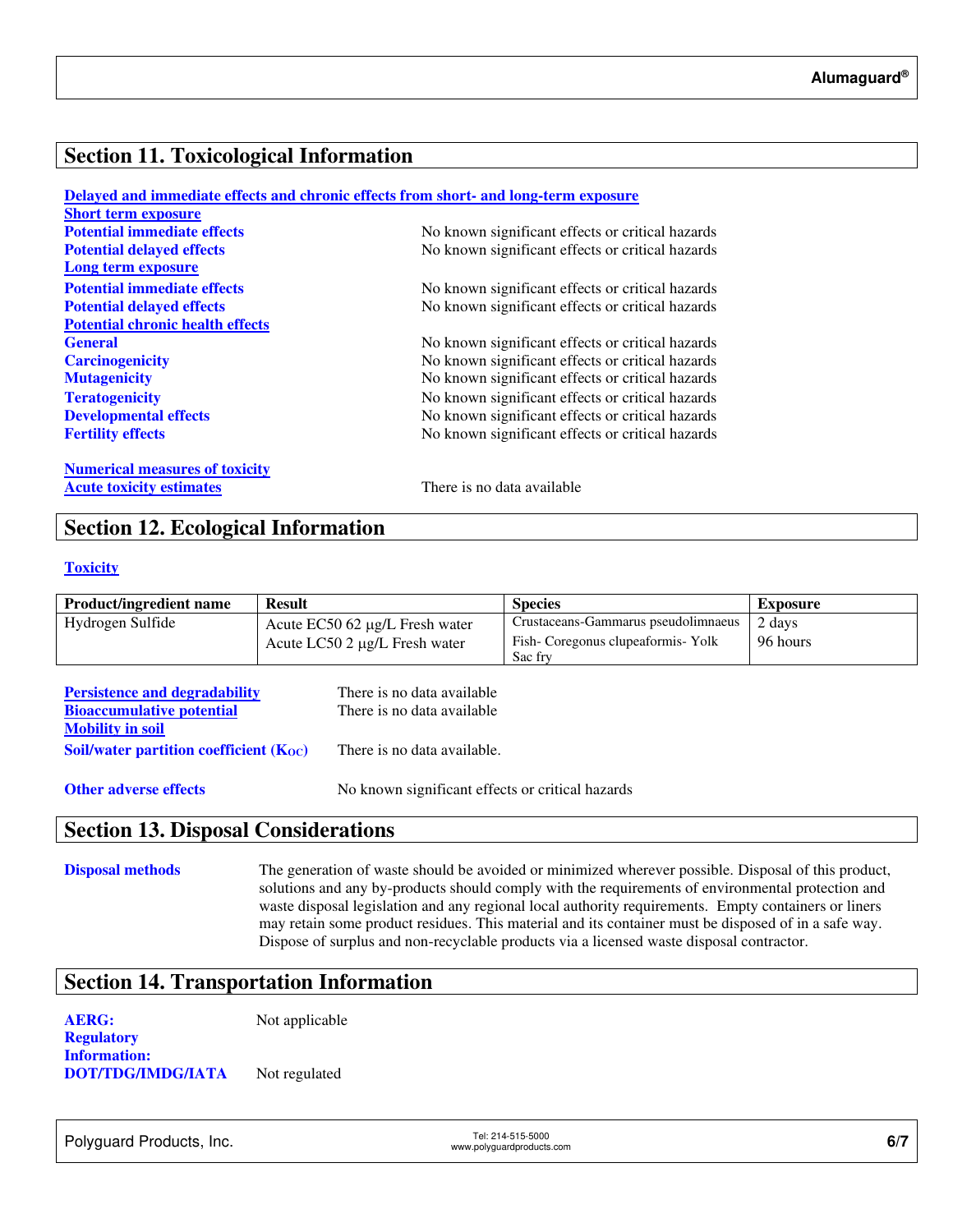## Section 11. Toxicological Information

**Delayed and immediate effects and chronic effects from short- and long-term exposure**

**Short term exposure**

**Potential immediate effects** No known significant effects or critical hazards

**Potential delayed effects** No known significant effects or critical hazards

**Long term exposure**

**Potential immediate effects** No known significant effects or critical hazards

**Potential delayed effects** No known significant effects or critical hazards

**Potential chronic health effects**

**General** No known significant effects or critical hazards

**Carcinogenicity** No known significant effects or critical hazards

**Mutagenicity** No known significant effects or critical hazards

**Teratogenicity** No known significant effects or critical hazards

**Developmental effects** No known significant effects or critical hazards

**Fertility effects** No known significant effects or critical hazards

**Numerical measures of toxicity**

**Acute toxicity estimates** There is no data available

## Section 12. Ecological Information

**Toxicity**

| Product/ingredient name | Result | Species | Exposure |
|---|---|---|---|
| Hydrogen Sulfide | Acute EC50 62 µg/L Fresh water | Crustaceans-Gammarus pseudolimnaeus | 2 days |
| | Acute LC50 2 µg/L Fresh water | Fish- Coregonus clupeaformis- Yolk Sac fry | 96 hours |

**Persistence and degradability** There is no data available

**Bioaccumulative potential** There is no data available

**Mobility in soil**

**Soil/water partition coefficient ($K_{OC}$)** There is no data available.

**Other adverse effects** No known significant effects or critical hazards

## Section 13. Disposal Considerations

**Disposal methods** The generation of waste should be avoided or minimized wherever possible. Disposal of this product, solutions and any by-products should comply with the requirements of environmental protection and waste disposal legislation and any regional local authority requirements. Empty containers or liners may retain some product residues. This material and its container must be disposed of in a safe way. Dispose of surplus and non-recyclable products via a licensed waste disposal contractor.

## Section 14. Transportation Information

**AERG:** Not applicable

**Regulatory Information:**

**DOT/TDG/IMDG/IATA** Not regulated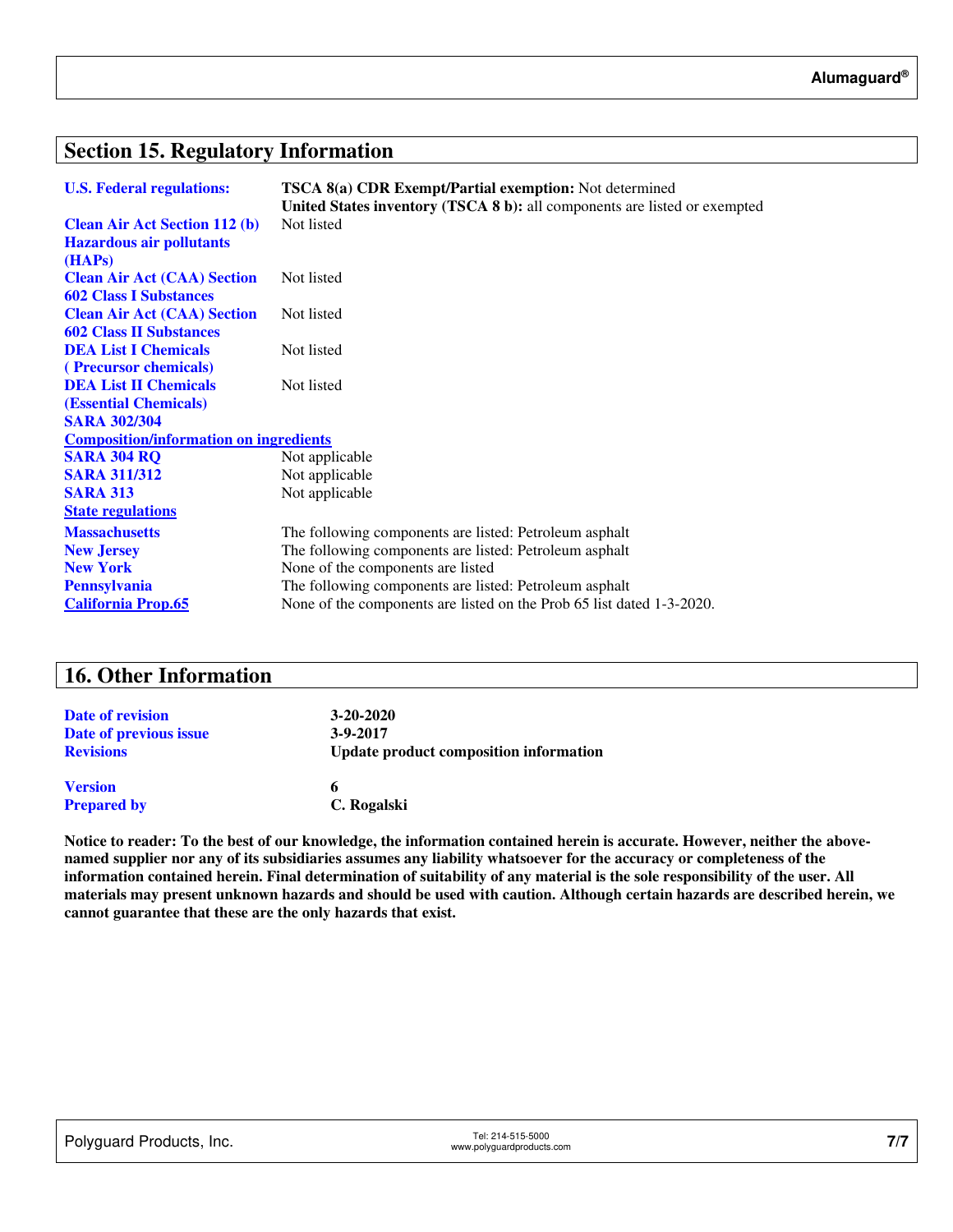## Section 15. Regulatory Information

| | |
|---|---|
| **U.S. Federal regulations:** | **TSCA 8(a) CDR Exempt/Partial exemption:** Not determined<br>**United States inventory (TSCA 8 b):** all components are listed or exempted |
| **Clean Air Act Section 112 (b) Hazardous air pollutants (HAPs)** | Not listed |
| **Clean Air Act (CAA) Section 602 Class I Substances** | Not listed |
| **Clean Air Act (CAA) Section 602 Class II Substances** | Not listed |
| **DEA List I Chemicals ( Precursor chemicals)** | Not listed |
| **DEA List II Chemicals (Essential Chemicals)** | Not listed |

**SARA 302/304**

**Composition/information on ingredients**

| | |
|---|---|
| **SARA 304 RQ** | Not applicable |
| **SARA 311/312** | Not applicable |
| **SARA 313** | Not applicable |

**State regulations**

| | |
|---|---|
| **Massachusetts** | The following components are listed: Petroleum asphalt |
| **New Jersey** | The following components are listed: Petroleum asphalt |
| **New York** | None of the components are listed |
| **Pennsylvania** | The following components are listed: Petroleum asphalt |
| **California Prop.65** | None of the components are listed on the Prob 65 list dated 1-3-2020. |

## 16. Other Information

| | |
|---|---|
| **Date of revision** | **3-20-2020** |
| **Date of previous issue** | **3-9-2017** |
| **Revisions** | **Update product composition information** |
| **Version** | **6** |
| **Prepared by** | **C. Rogalski** |

**Notice to reader: To the best of our knowledge, the information contained herein is accurate. However, neither the above-named supplier nor any of its subsidiaries assumes any liability whatsoever for the accuracy or completeness of the information contained herein. Final determination of suitability of any material is the sole responsibility of the user. All materials may present unknown hazards and should be used with caution. Although certain hazards are described herein, we cannot guarantee that these are the only hazards that exist.**